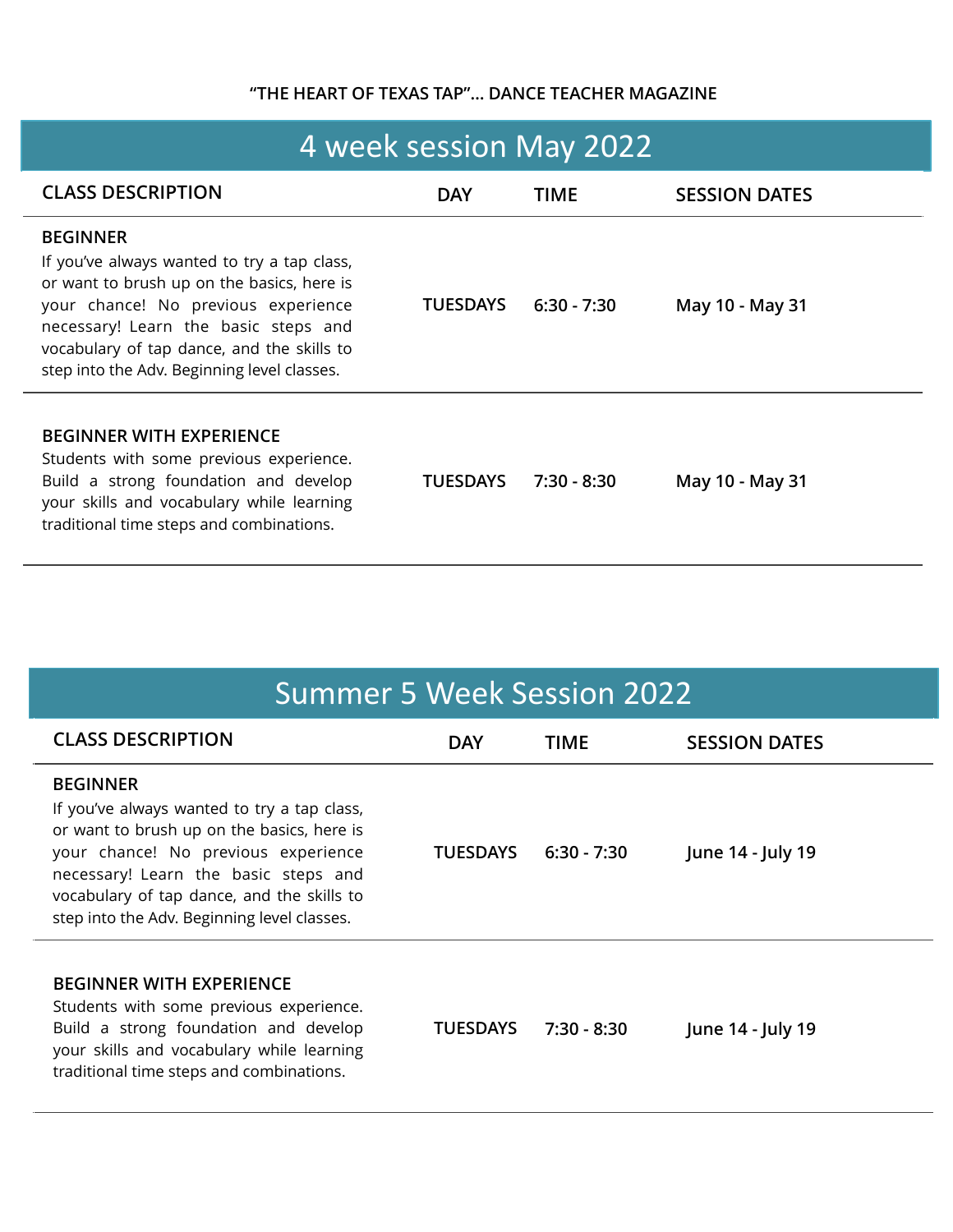**"THE HEART OF TEXAS TAP"… DANCE TEACHER MAGAZINE**

## 4 week session May 2022

| CLASS DESCRIPTION | DAY | TIME | SESSION DATES |
| --- | --- | --- | --- |
| **BEGINNER**<br>If you've always wanted to try a tap class, or want to brush up on the basics, here is your chance! No previous experience necessary! Learn the basic steps and vocabulary of tap dance, and the skills to step into the Adv. Beginning level classes. | **TUESDAYS** | **6:30 - 7:30** | **May 10 - May 31** |
| **BEGINNER WITH EXPERIENCE**<br>Students with some previous experience. Build a strong foundation and develop your skills and vocabulary while learning traditional time steps and combinations. | **TUESDAYS** | **7:30 - 8:30** | **May 10 - May 31** |

## Summer 5 Week Session 2022

| CLASS DESCRIPTION | DAY | TIME | SESSION DATES |
| --- | --- | --- | --- |
| **BEGINNER**<br>If you've always wanted to try a tap class, or want to brush up on the basics, here is your chance! No previous experience necessary! Learn the basic steps and vocabulary of tap dance, and the skills to step into the Adv. Beginning level classes. | **TUESDAYS** | **6:30 - 7:30** | **June 14 - July 19** |
| **BEGINNER WITH EXPERIENCE**<br>Students with some previous experience. Build a strong foundation and develop your skills and vocabulary while learning traditional time steps and combinations. | **TUESDAYS** | **7:30 - 8:30** | **June 14 - July 19** |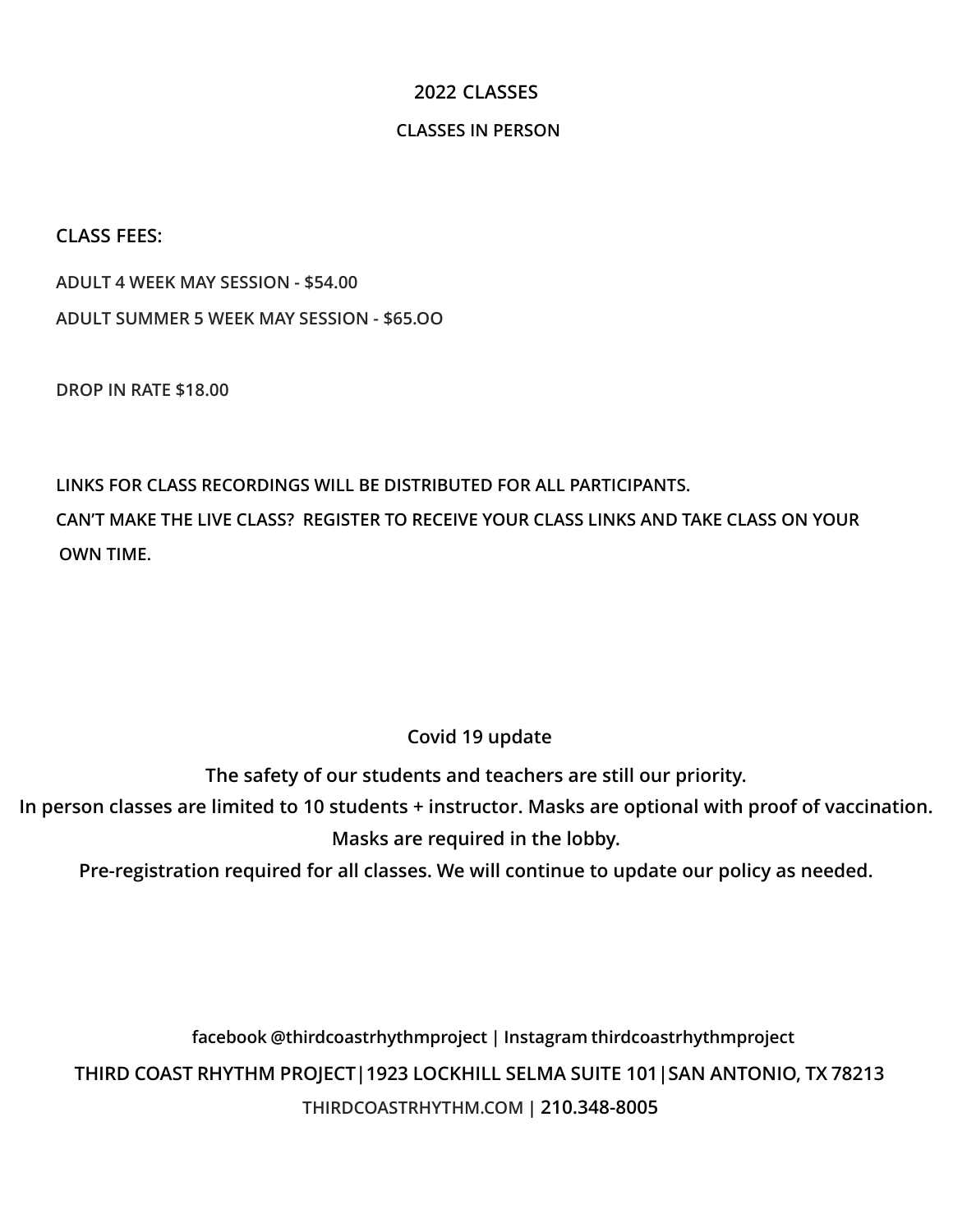## 2022 CLASSES

### CLASSES IN PERSON

**CLASS FEES:**

ADULT 4 WEEK MAY SESSION - $54.00

ADULT SUMMER 5 WEEK MAY SESSION - $65.OO

DROP IN RATE $18.00

LINKS FOR CLASS RECORDINGS WILL BE DISTRIBUTED FOR ALL PARTICIPANTS.

CAN'T MAKE THE LIVE CLASS? REGISTER TO RECEIVE YOUR CLASS LINKS AND TAKE CLASS ON YOUR OWN TIME.

**Covid 19 update**

The safety of our students and teachers are still our priority.
In person classes are limited to 10 students + instructor. Masks are optional with proof of vaccination.
Masks are required in the lobby.
Pre-registration required for all classes. We will continue to update our policy as needed.

facebook @thirdcoastrhythmproject | Instagram thirdcoastrhythmproject

THIRD COAST RHYTHM PROJECT|1923 LOCKHILL SELMA SUITE 101|SAN ANTONIO, TX 78213

THIRDCOASTRHYTHM.COM | 210.348-8005